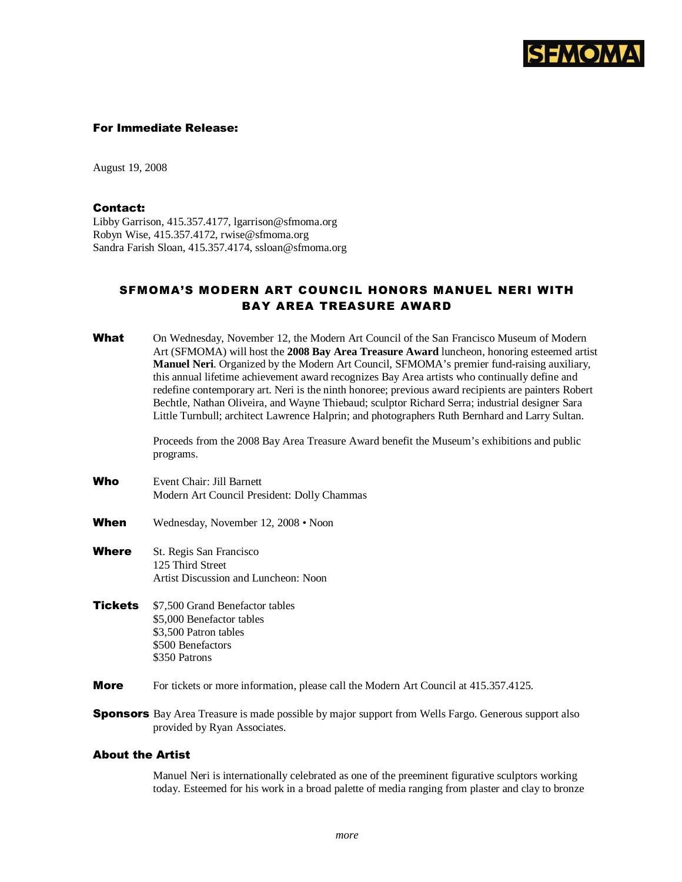SFMOMA

**For Immediate Release:**

August 19, 2008

**Contact:**
Libby Garrison, 415.357.4177, lgarrison@sfmoma.org
Robyn Wise, 415.357.4172, rwise@sfmoma.org
Sandra Farish Sloan, 415.357.4174, ssloan@sfmoma.org

# SFMOMA'S MODERN ART COUNCIL HONORS MANUEL NERI WITH BAY AREA TREASURE AWARD

**What**

On Wednesday, November 12, the Modern Art Council of the San Francisco Museum of Modern Art (SFMOMA) will host the **2008 Bay Area Treasure Award** luncheon, honoring esteemed artist **Manuel Neri**. Organized by the Modern Art Council, SFMOMA's premier fund-raising auxiliary, this annual lifetime achievement award recognizes Bay Area artists who continually define and redefine contemporary art. Neri is the ninth honoree; previous award recipients are painters Robert Bechtle, Nathan Oliveira, and Wayne Thiebaud; sculptor Richard Serra; industrial designer Sara Little Turnbull; architect Lawrence Halprin; and photographers Ruth Bernhard and Larry Sultan.

Proceeds from the 2008 Bay Area Treasure Award benefit the Museum's exhibitions and public programs.

**Who**

Event Chair: Jill Barnett
Modern Art Council President: Dolly Chammas

**When**

Wednesday, November 12, 2008 • Noon

**Where**

St. Regis San Francisco
125 Third Street
Artist Discussion and Luncheon: Noon

**Tickets**

$7,500 Grand Benefactor tables
$5,000 Benefactor tables
$3,500 Patron tables
$500 Benefactors
$350 Patrons

**More**

For tickets or more information, please call the Modern Art Council at 415.357.4125.

**Sponsors**

Bay Area Treasure is made possible by major support from Wells Fargo. Generous support also provided by Ryan Associates.

## About the Artist

Manuel Neri is internationally celebrated as one of the preeminent figurative sculptors working today. Esteemed for his work in a broad palette of media ranging from plaster and clay to bronze

*more*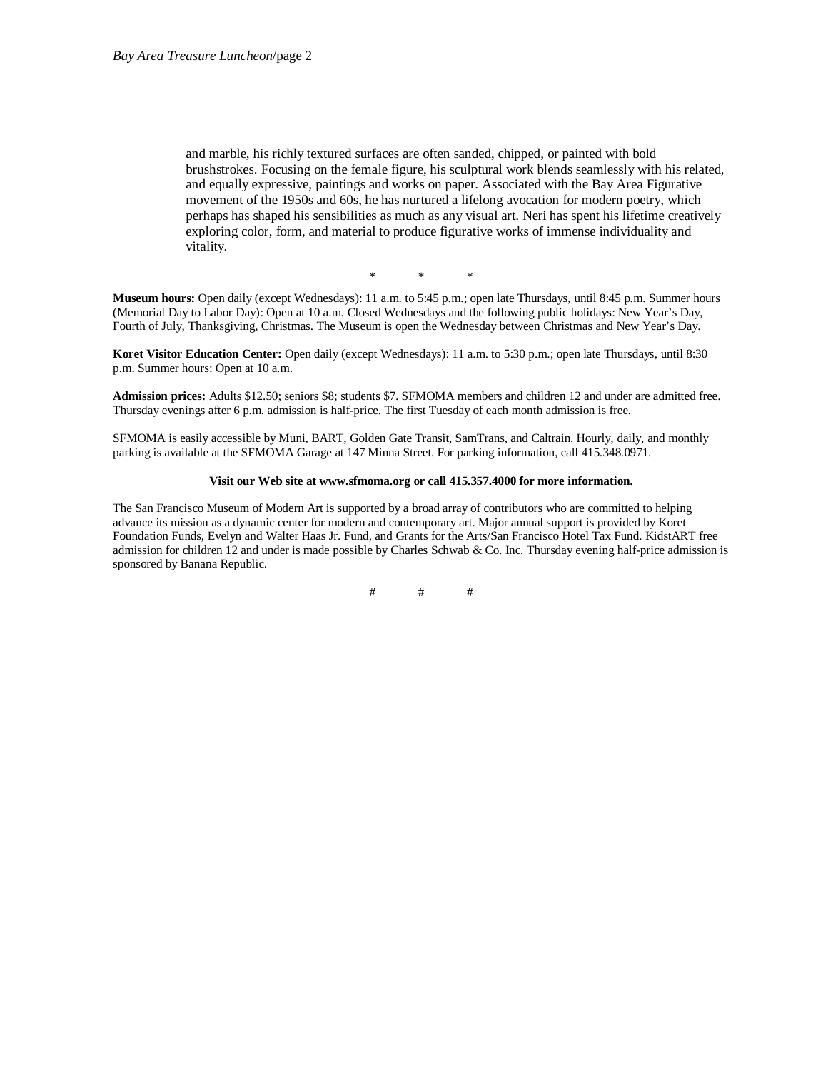and marble, his richly textured surfaces are often sanded, chipped, or painted with bold brushstrokes. Focusing on the female figure, his sculptural work blends seamlessly with his related, and equally expressive, paintings and works on paper. Associated with the Bay Area Figurative movement of the 1950s and 60s, he has nurtured a lifelong avocation for modern poetry, which perhaps has shaped his sensibilities as much as any visual art. Neri has spent his lifetime creatively exploring color, form, and material to produce figurative works of immense individuality and vitality.

\*   \*   \*

**Museum hours:** Open daily (except Wednesdays): 11 a.m. to 5:45 p.m.; open late Thursdays, until 8:45 p.m. Summer hours (Memorial Day to Labor Day): Open at 10 a.m. Closed Wednesdays and the following public holidays: New Year's Day, Fourth of July, Thanksgiving, Christmas. The Museum is open the Wednesday between Christmas and New Year's Day.

**Koret Visitor Education Center:** Open daily (except Wednesdays): 11 a.m. to 5:30 p.m.; open late Thursdays, until 8:30 p.m. Summer hours: Open at 10 a.m.

**Admission prices:** Adults $12.50; seniors $8; students $7. SFMOMA members and children 12 and under are admitted free. Thursday evenings after 6 p.m. admission is half-price. The first Tuesday of each month admission is free.

SFMOMA is easily accessible by Muni, BART, Golden Gate Transit, SamTrans, and Caltrain. Hourly, daily, and monthly parking is available at the SFMOMA Garage at 147 Minna Street. For parking information, call 415.348.0971.

**Visit our Web site at www.sfmoma.org or call 415.357.4000 for more information.**

The San Francisco Museum of Modern Art is supported by a broad array of contributors who are committed to helping advance its mission as a dynamic center for modern and contemporary art. Major annual support is provided by Koret Foundation Funds, Evelyn and Walter Haas Jr. Fund, and Grants for the Arts/San Francisco Hotel Tax Fund. KidstART free admission for children 12 and under is made possible by Charles Schwab & Co. Inc. Thursday evening half-price admission is sponsored by Banana Republic.

#   #   #